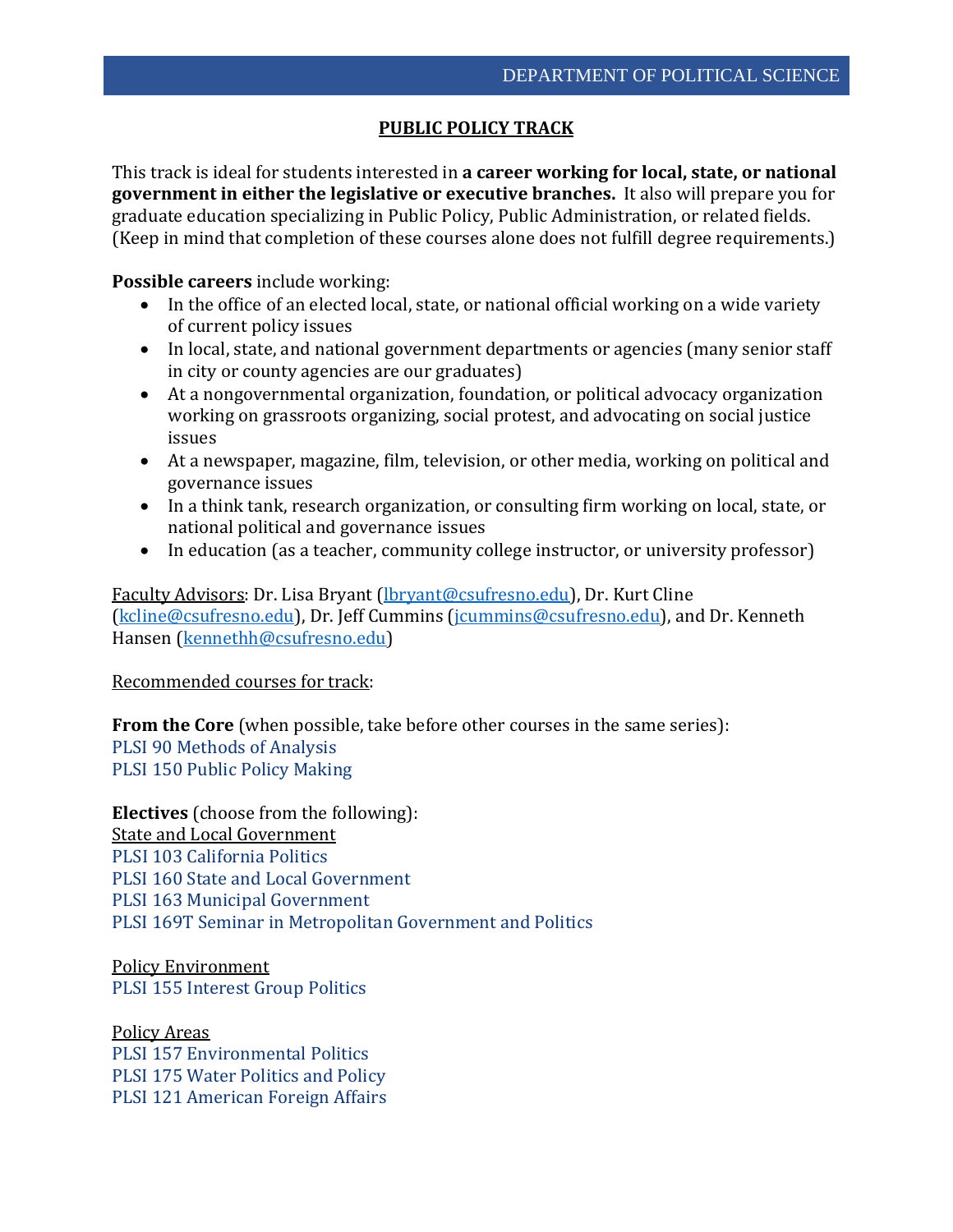DEPARTMENT OF POLITICAL SCIENCE

# PUBLIC POLICY TRACK

This track is ideal for students interested in **a career working for local, state, or national government in either the legislative or executive branches.** It also will prepare you for graduate education specializing in Public Policy, Public Administration, or related fields. (Keep in mind that completion of these courses alone does not fulfill degree requirements.)

**Possible careers** include working:

- In the office of an elected local, state, or national official working on a wide variety of current policy issues
- In local, state, and national government departments or agencies (many senior staff in city or county agencies are our graduates)
- At a nongovernmental organization, foundation, or political advocacy organization working on grassroots organizing, social protest, and advocating on social justice issues
- At a newspaper, magazine, film, television, or other media, working on political and governance issues
- In a think tank, research organization, or consulting firm working on local, state, or national political and governance issues
- In education (as a teacher, community college instructor, or university professor)

Faculty Advisors: Dr. Lisa Bryant (lbryant@csufresno.edu), Dr. Kurt Cline (kcline@csufresno.edu), Dr. Jeff Cummins (jcummins@csufresno.edu), and Dr. Kenneth Hansen (kennethh@csufresno.edu)

Recommended courses for track:

**From the Core** (when possible, take before other courses in the same series):
PLSI 90 Methods of Analysis
PLSI 150 Public Policy Making

**Electives** (choose from the following):
State and Local Government
PLSI 103 California Politics
PLSI 160 State and Local Government
PLSI 163 Municipal Government
PLSI 169T Seminar in Metropolitan Government and Politics

Policy Environment
PLSI 155 Interest Group Politics

Policy Areas
PLSI 157 Environmental Politics
PLSI 175 Water Politics and Policy
PLSI 121 American Foreign Affairs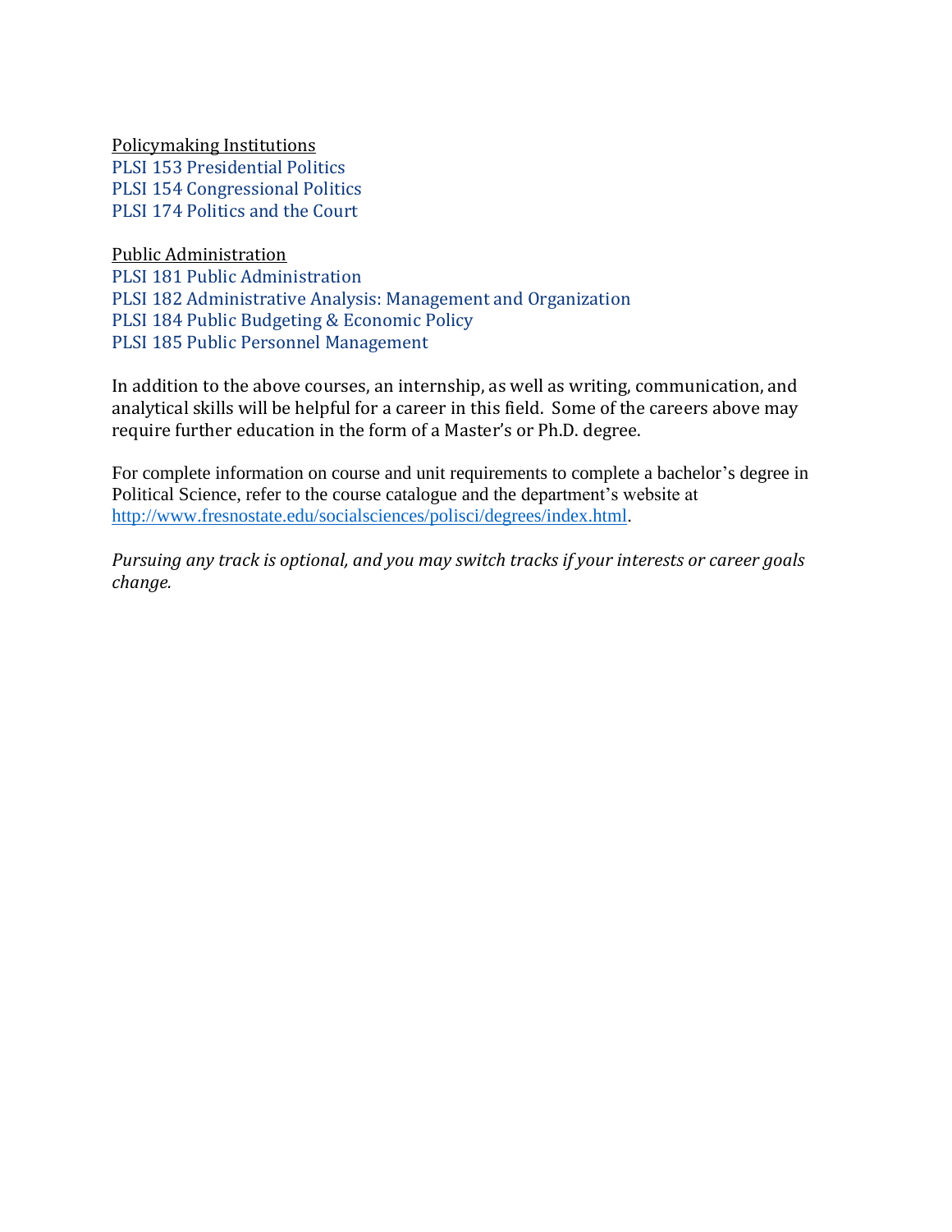Policymaking Institutions

PLSI 153 Presidential Politics
PLSI 154 Congressional Politics
PLSI 174 Politics and the Court

Public Administration

PLSI 181 Public Administration
PLSI 182 Administrative Analysis: Management and Organization
PLSI 184 Public Budgeting & Economic Policy
PLSI 185 Public Personnel Management

In addition to the above courses, an internship, as well as writing, communication, and analytical skills will be helpful for a career in this field. Some of the careers above may require further education in the form of a Master's or Ph.D. degree.

For complete information on course and unit requirements to complete a bachelor's degree in Political Science, refer to the course catalogue and the department's website at http://www.fresnostate.edu/socialsciences/polisci/degrees/index.html.

*Pursuing any track is optional, and you may switch tracks if your interests or career goals change.*